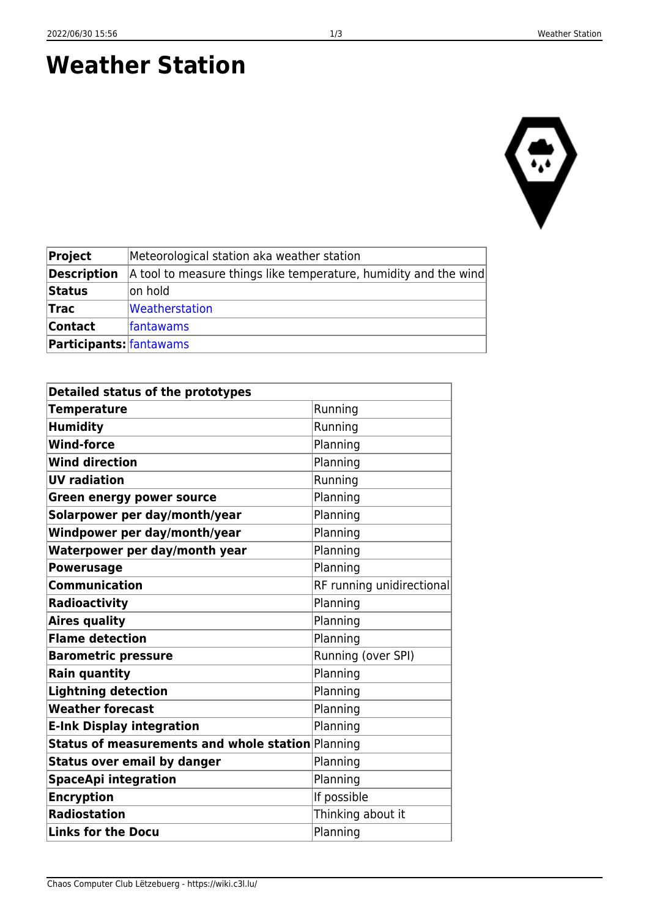# Weather Station

| **Project** | Meteorological station aka weather station |
|---|---|
| **Description** | A tool to measure things like temperature, humidity and the wind |
| **Status** | on hold |
| **Trac** | Weatherstation |
| **Contact** | fantawams |
| **Participants:** | fantawams |

| **Detailed status of the prototypes** | |
|---|---|
| **Temperature** | Running |
| **Humidity** | Running |
| **Wind-force** | Planning |
| **Wind direction** | Planning |
| **UV radiation** | Running |
| **Green energy power source** | Planning |
| **Solarpower per day/month/year** | Planning |
| **Windpower per day/month/year** | Planning |
| **Waterpower per day/month year** | Planning |
| **Powerusage** | Planning |
| **Communication** | RF running unidirectional |
| **Radioactivity** | Planning |
| **Aires quality** | Planning |
| **Flame detection** | Planning |
| **Barometric pressure** | Running (over SPI) |
| **Rain quantity** | Planning |
| **Lightning detection** | Planning |
| **Weather forecast** | Planning |
| **E-Ink Display integration** | Planning |
| **Status of measurements and whole station** | Planning |
| **Status over email by danger** | Planning |
| **SpaceApi integration** | Planning |
| **Encryption** | If possible |
| **Radiostation** | Thinking about it |
| **Links for the Docu** | Planning |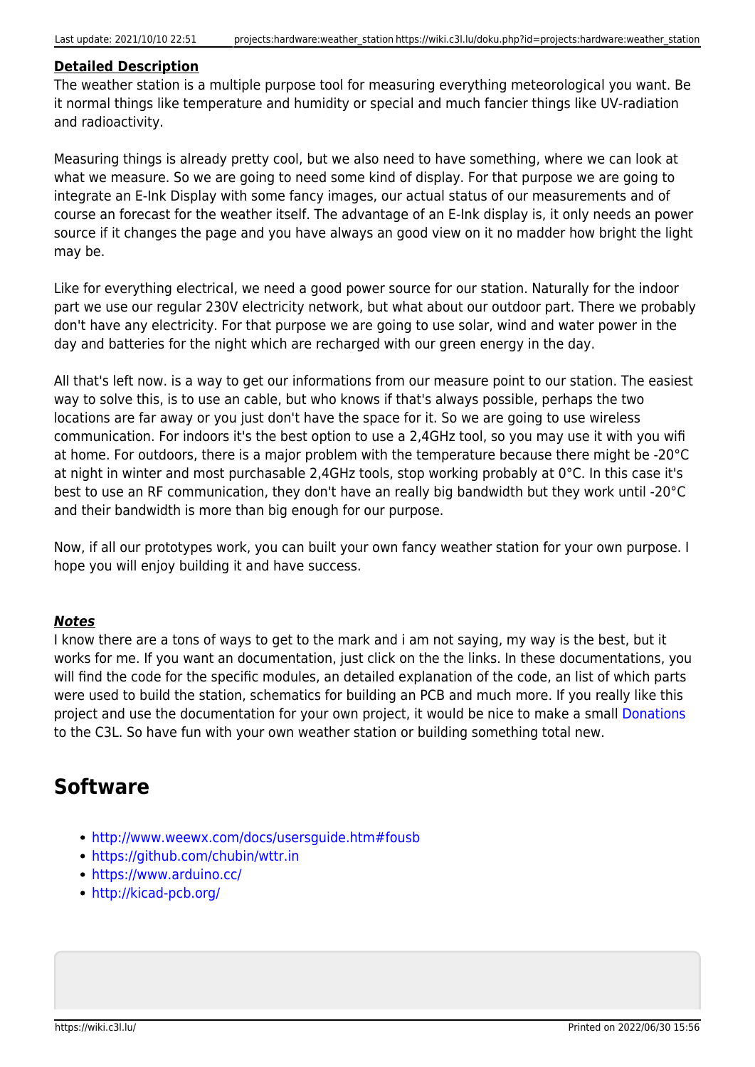### **Detailed Description**

The weather station is a multiple purpose tool for measuring everything meteorological you want. Be it normal things like temperature and humidity or special and much fancier things like UV-radiation and radioactivity.

Measuring things is already pretty cool, but we also need to have something, where we can look at what we measure. So we are going to need some kind of display. For that purpose we are going to integrate an E-Ink Display with some fancy images, our actual status of our measurements and of course an forecast for the weather itself. The advantage of an E-Ink display is, it only needs an power source if it changes the page and you have always an good view on it no madder how bright the light may be.

Like for everything electrical, we need a good power source for our station. Naturally for the indoor part we use our regular 230V electricity network, but what about our outdoor part. There we probably don't have any electricity. For that purpose we are going to use solar, wind and water power in the day and batteries for the night which are recharged with our green energy in the day.

All that's left now. is a way to get our informations from our measure point to our station. The easiest way to solve this, is to use an cable, but who knows if that's always possible, perhaps the two locations are far away or you just don't have the space for it. So we are going to use wireless communication. For indoors it's the best option to use a 2,4GHz tool, so you may use it with you wifi at home. For outdoors, there is a major problem with the temperature because there might be -20°C at night in winter and most purchasable 2,4GHz tools, stop working probably at 0°C. In this case it's best to use an RF communication, they don't have an really big bandwidth but they work until -20°C and their bandwidth is more than big enough for our purpose.

Now, if all our prototypes work, you can built your own fancy weather station for your own purpose. I hope you will enjoy building it and have success.

***Notes***

I know there are a tons of ways to get to the mark and i am not saying, my way is the best, but it works for me. If you want an documentation, just click on the the links. In these documentations, you will find the code for the specific modules, an detailed explanation of the code, an list of which parts were used to build the station, schematics for building an PCB and much more. If you really like this project and use the documentation for your own project, it would be nice to make a small Donations to the C3L. So have fun with your own weather station or building something total new.

## Software

- http://www.weewx.com/docs/usersguide.htm#fousb
- https://github.com/chubin/wttr.in
- https://www.arduino.cc/
- http://kicad-pcb.org/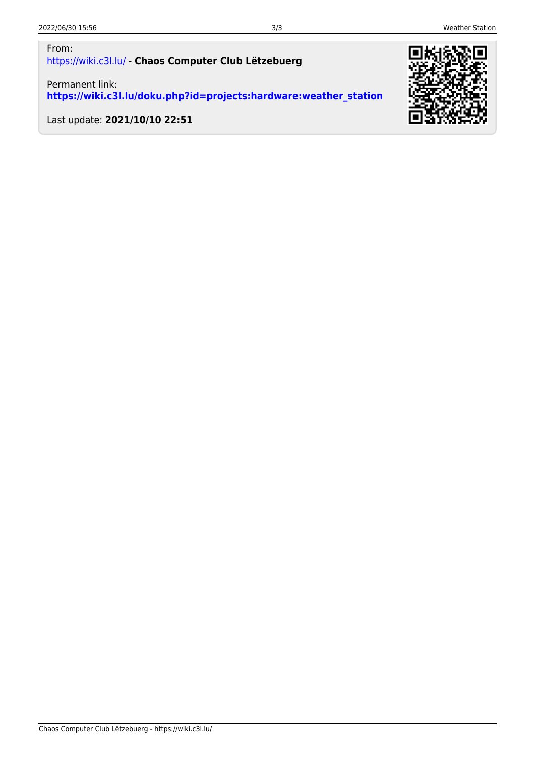From:
https://wiki.c3l.lu/ - **Chaos Computer Club Lëtzebuerg**

Permanent link:
**https://wiki.c3l.lu/doku.php?id=projects:hardware:weather_station**

Last update: **2021/10/10 22:51**